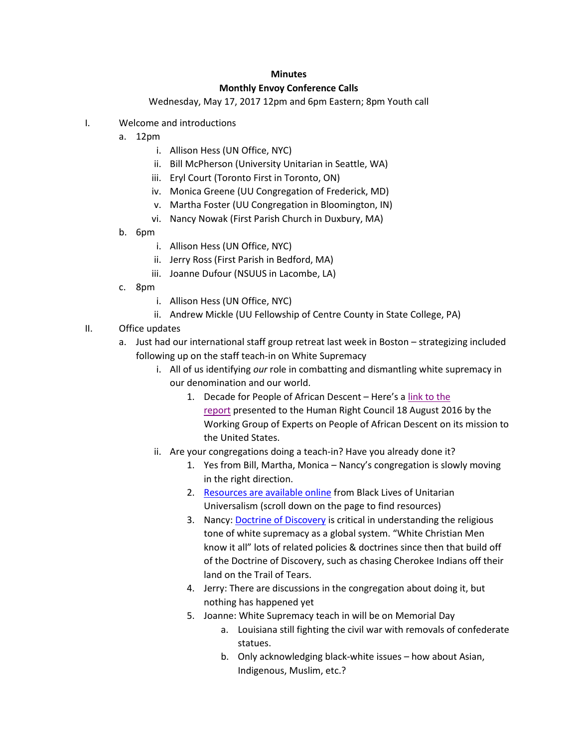**Minutes**

**Monthly Envoy Conference Calls**

Wednesday, May 17, 2017 12pm and 6pm Eastern; 8pm Youth call

I. Welcome and introductions
   a. 12pm
      i. Allison Hess (UN Office, NYC)
      ii. Bill McPherson (University Unitarian in Seattle, WA)
      iii. Eryl Court (Toronto First in Toronto, ON)
      iv. Monica Greene (UU Congregation of Frederick, MD)
      v. Martha Foster (UU Congregation in Bloomington, IN)
      vi. Nancy Nowak (First Parish Church in Duxbury, MA)
   b. 6pm
      i. Allison Hess (UN Office, NYC)
      ii. Jerry Ross (First Parish in Bedford, MA)
      iii. Joanne Dufour (NSUUS in Lacombe, LA)
   c. 8pm
      i. Allison Hess (UN Office, NYC)
      ii. Andrew Mickle (UU Fellowship of Centre County in State College, PA)

II. Office updates
   a. Just had our international staff group retreat last week in Boston – strategizing included following up on the staff teach-in on White Supremacy
      i. All of us identifying *our* role in combatting and dismantling white supremacy in our denomination and our world.
         1. Decade for People of African Descent – Here's a link to the report presented to the Human Right Council 18 August 2016 by the Working Group of Experts on People of African Descent on its mission to the United States.
      ii. Are your congregations doing a teach-in? Have you already done it?
         1. Yes from Bill, Martha, Monica – Nancy's congregation is slowly moving in the right direction.
         2. Resources are available online from Black Lives of Unitarian Universalism (scroll down on the page to find resources)
         3. Nancy: Doctrine of Discovery is critical in understanding the religious tone of white supremacy as a global system. "White Christian Men know it all" lots of related policies & doctrines since then that build off of the Doctrine of Discovery, such as chasing Cherokee Indians off their land on the Trail of Tears.
         4. Jerry: There are discussions in the congregation about doing it, but nothing has happened yet
         5. Joanne: White Supremacy teach in will be on Memorial Day
            a. Louisiana still fighting the civil war with removals of confederate statues.
            b. Only acknowledging black-white issues – how about Asian, Indigenous, Muslim, etc.?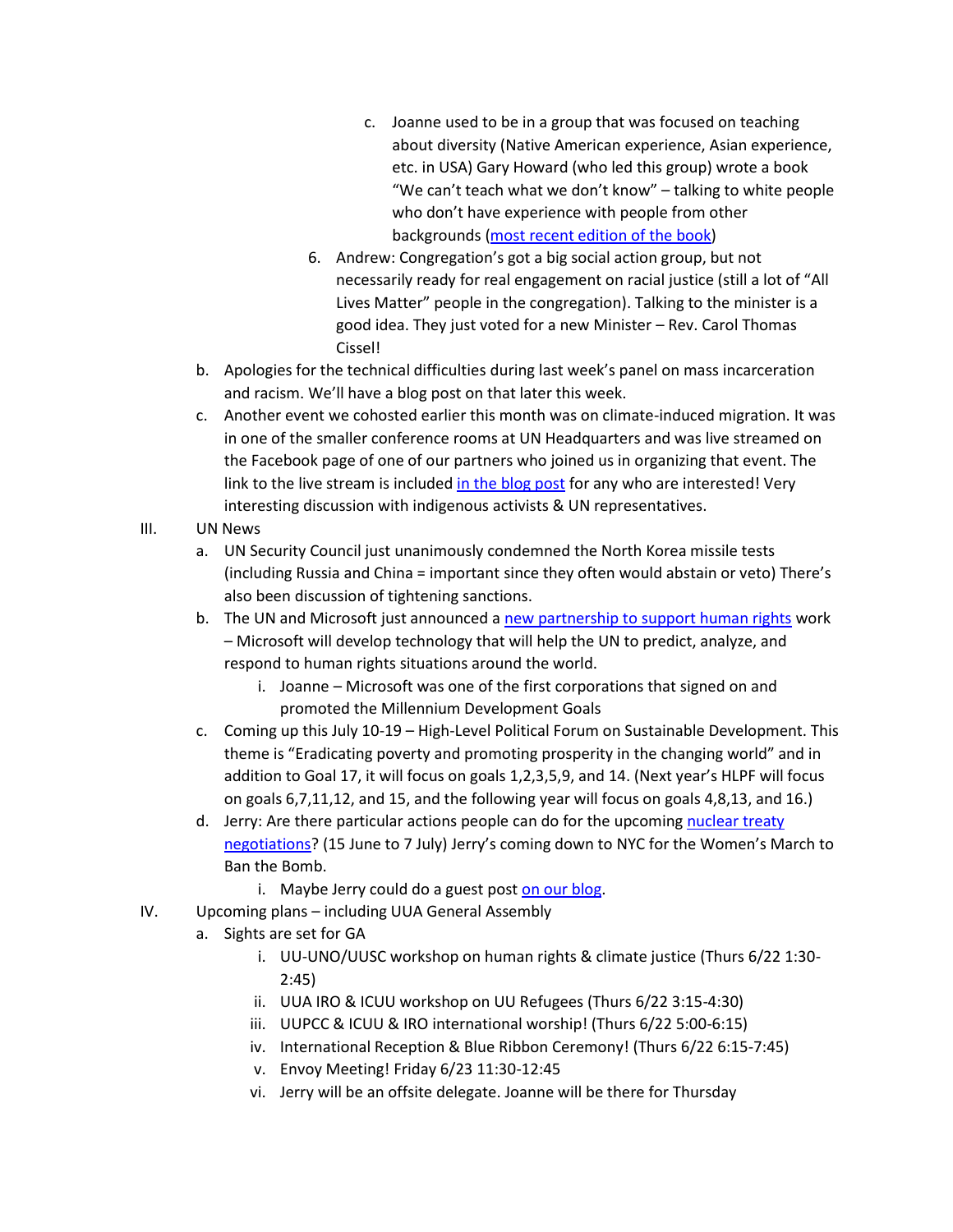c. Joanne used to be in a group that was focused on teaching about diversity (Native American experience, Asian experience, etc. in USA) Gary Howard (who led this group) wrote a book "We can't teach what we don't know" – talking to white people who don't have experience with people from other backgrounds (most recent edition of the book)

6. Andrew: Congregation's got a big social action group, but not necessarily ready for real engagement on racial justice (still a lot of "All Lives Matter" people in the congregation). Talking to the minister is a good idea. They just voted for a new Minister – Rev. Carol Thomas Cissel!

b. Apologies for the technical difficulties during last week's panel on mass incarceration and racism. We'll have a blog post on that later this week.

c. Another event we cohosted earlier this month was on climate-induced migration. It was in one of the smaller conference rooms at UN Headquarters and was live streamed on the Facebook page of one of our partners who joined us in organizing that event. The link to the live stream is included in the blog post for any who are interested! Very interesting discussion with indigenous activists & UN representatives.

III. UN News

a. UN Security Council just unanimously condemned the North Korea missile tests (including Russia and China = important since they often would abstain or veto) There's also been discussion of tightening sanctions.

b. The UN and Microsoft just announced a new partnership to support human rights work – Microsoft will develop technology that will help the UN to predict, analyze, and respond to human rights situations around the world.

   i. Joanne – Microsoft was one of the first corporations that signed on and promoted the Millennium Development Goals

c. Coming up this July 10-19 – High-Level Political Forum on Sustainable Development. This theme is "Eradicating poverty and promoting prosperity in the changing world" and in addition to Goal 17, it will focus on goals 1,2,3,5,9, and 14. (Next year's HLPF will focus on goals 6,7,11,12, and 15, and the following year will focus on goals 4,8,13, and 16.)

d. Jerry: Are there particular actions people can do for the upcoming nuclear treaty negotiations? (15 June to 7 July) Jerry's coming down to NYC for the Women's March to Ban the Bomb.

   i. Maybe Jerry could do a guest post on our blog.

IV. Upcoming plans – including UUA General Assembly

a. Sights are set for GA

   i. UU-UNO/UUSC workshop on human rights & climate justice (Thurs 6/22 1:30-2:45)
   ii. UUA IRO & ICUU workshop on UU Refugees (Thurs 6/22 3:15-4:30)
   iii. UUPCC & ICUU & IRO international worship! (Thurs 6/22 5:00-6:15)
   iv. International Reception & Blue Ribbon Ceremony! (Thurs 6/22 6:15-7:45)
   v. Envoy Meeting! Friday 6/23 11:30-12:45
   vi. Jerry will be an offsite delegate. Joanne will be there for Thursday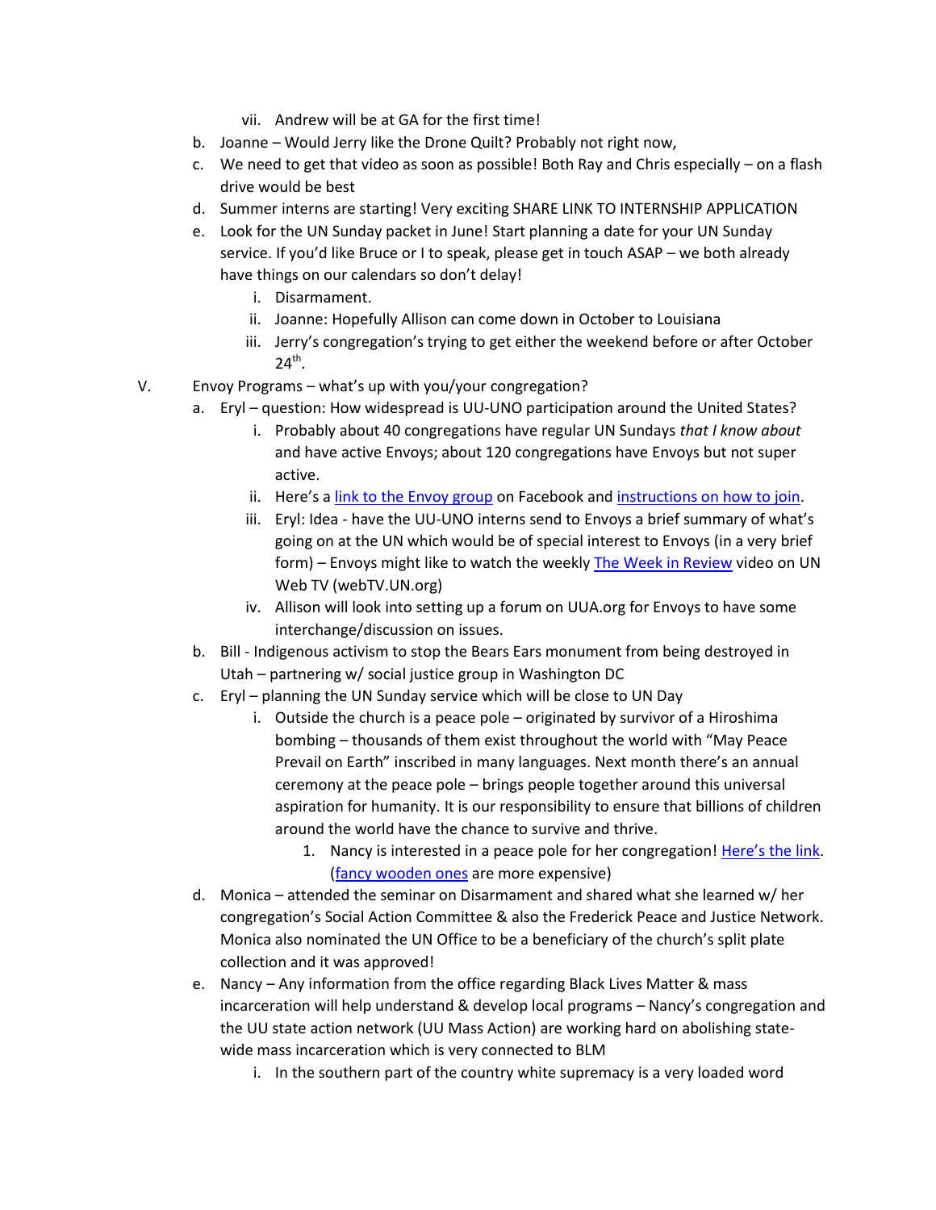vii. Andrew will be at GA for the first time!

   b. Joanne – Would Jerry like the Drone Quilt? Probably not right now,
   c. We need to get that video as soon as possible! Both Ray and Chris especially – on a flash drive would be best
   d. Summer interns are starting! Very exciting SHARE LINK TO INTERNSHIP APPLICATION
   e. Look for the UN Sunday packet in June! Start planning a date for your UN Sunday service. If you'd like Bruce or I to speak, please get in touch ASAP – we both already have things on our calendars so don't delay!
        i. Disarmament.
        ii. Joanne: Hopefully Allison can come down in October to Louisiana
        iii. Jerry's congregation's trying to get either the weekend before or after October 24th.

V. Envoy Programs – what's up with you/your congregation?
   a. Eryl – question: How widespread is UU-UNO participation around the United States?
        i. Probably about 40 congregations have regular UN Sundays *that I know about* and have active Envoys; about 120 congregations have Envoys but not super active.
        ii. Here's a link to the Envoy group on Facebook and instructions on how to join.
        iii. Eryl: Idea - have the UU-UNO interns send to Envoys a brief summary of what's going on at the UN which would be of special interest to Envoys (in a very brief form) – Envoys might like to watch the weekly The Week in Review video on UN Web TV (webTV.UN.org)
        iv. Allison will look into setting up a forum on UUA.org for Envoys to have some interchange/discussion on issues.
   b. Bill - Indigenous activism to stop the Bears Ears monument from being destroyed in Utah – partnering w/ social justice group in Washington DC
   c. Eryl – planning the UN Sunday service which will be close to UN Day
        i. Outside the church is a peace pole – originated by survivor of a Hiroshima bombing – thousands of them exist throughout the world with "May Peace Prevail on Earth" inscribed in many languages. Next month there's an annual ceremony at the peace pole – brings people together around this universal aspiration for humanity. It is our responsibility to ensure that billions of children around the world have the chance to survive and thrive.
             1. Nancy is interested in a peace pole for her congregation! Here's the link. (fancy wooden ones are more expensive)
   d. Monica – attended the seminar on Disarmament and shared what she learned w/ her congregation's Social Action Committee & also the Frederick Peace and Justice Network. Monica also nominated the UN Office to be a beneficiary of the church's split plate collection and it was approved!
   e. Nancy – Any information from the office regarding Black Lives Matter & mass incarceration will help understand & develop local programs – Nancy's congregation and the UU state action network (UU Mass Action) are working hard on abolishing state-wide mass incarceration which is very connected to BLM
        i. In the southern part of the country white supremacy is a very loaded word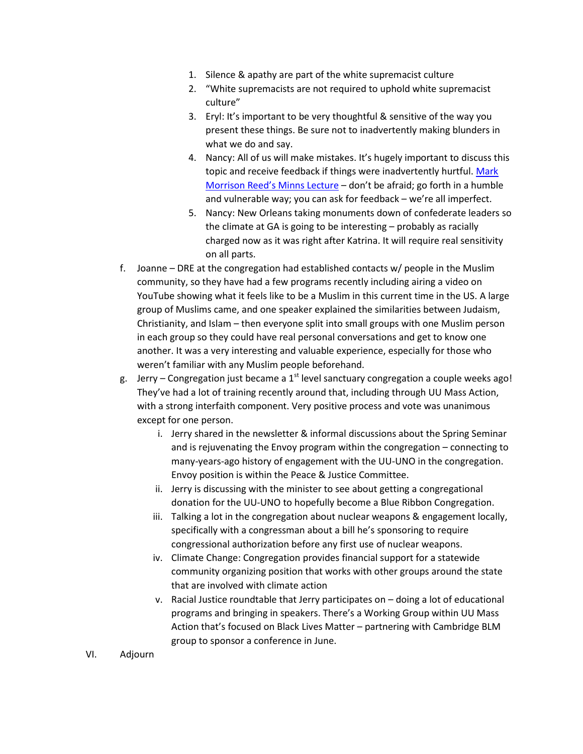1. Silence & apathy are part of the white supremacist culture
2. "White supremacists are not required to uphold white supremacist culture"
3. Eryl: It's important to be very thoughtful & sensitive of the way you present these things. Be sure not to inadvertently making blunders in what we do and say.
4. Nancy: All of us will make mistakes. It's hugely important to discuss this topic and receive feedback if things were inadvertently hurtful. [Mark Morrison Reed's Minns Lecture]() – don't be afraid; go forth in a humble and vulnerable way; you can ask for feedback – we're all imperfect.
5. Nancy: New Orleans taking monuments down of confederate leaders so the climate at GA is going to be interesting – probably as racially charged now as it was right after Katrina. It will require real sensitivity on all parts.

f. Joanne – DRE at the congregation had established contacts w/ people in the Muslim community, so they have had a few programs recently including airing a video on YouTube showing what it feels like to be a Muslim in this current time in the US. A large group of Muslims came, and one speaker explained the similarities between Judaism, Christianity, and Islam – then everyone split into small groups with one Muslim person in each group so they could have real personal conversations and get to know one another. It was a very interesting and valuable experience, especially for those who weren't familiar with any Muslim people beforehand.

g. Jerry – Congregation just became a 1st level sanctuary congregation a couple weeks ago! They've had a lot of training recently around that, including through UU Mass Action, with a strong interfaith component. Very positive process and vote was unanimous except for one person.

   i. Jerry shared in the newsletter & informal discussions about the Spring Seminar and is rejuvenating the Envoy program within the congregation – connecting to many-years-ago history of engagement with the UU-UNO in the congregation. Envoy position is within the Peace & Justice Committee.
   ii. Jerry is discussing with the minister to see about getting a congregational donation for the UU-UNO to hopefully become a Blue Ribbon Congregation.
   iii. Talking a lot in the congregation about nuclear weapons & engagement locally, specifically with a congressman about a bill he's sponsoring to require congressional authorization before any first use of nuclear weapons.
   iv. Climate Change: Congregation provides financial support for a statewide community organizing position that works with other groups around the state that are involved with climate action
   v. Racial Justice roundtable that Jerry participates on – doing a lot of educational programs and bringing in speakers. There's a Working Group within UU Mass Action that's focused on Black Lives Matter – partnering with Cambridge BLM group to sponsor a conference in June.

VI. Adjourn